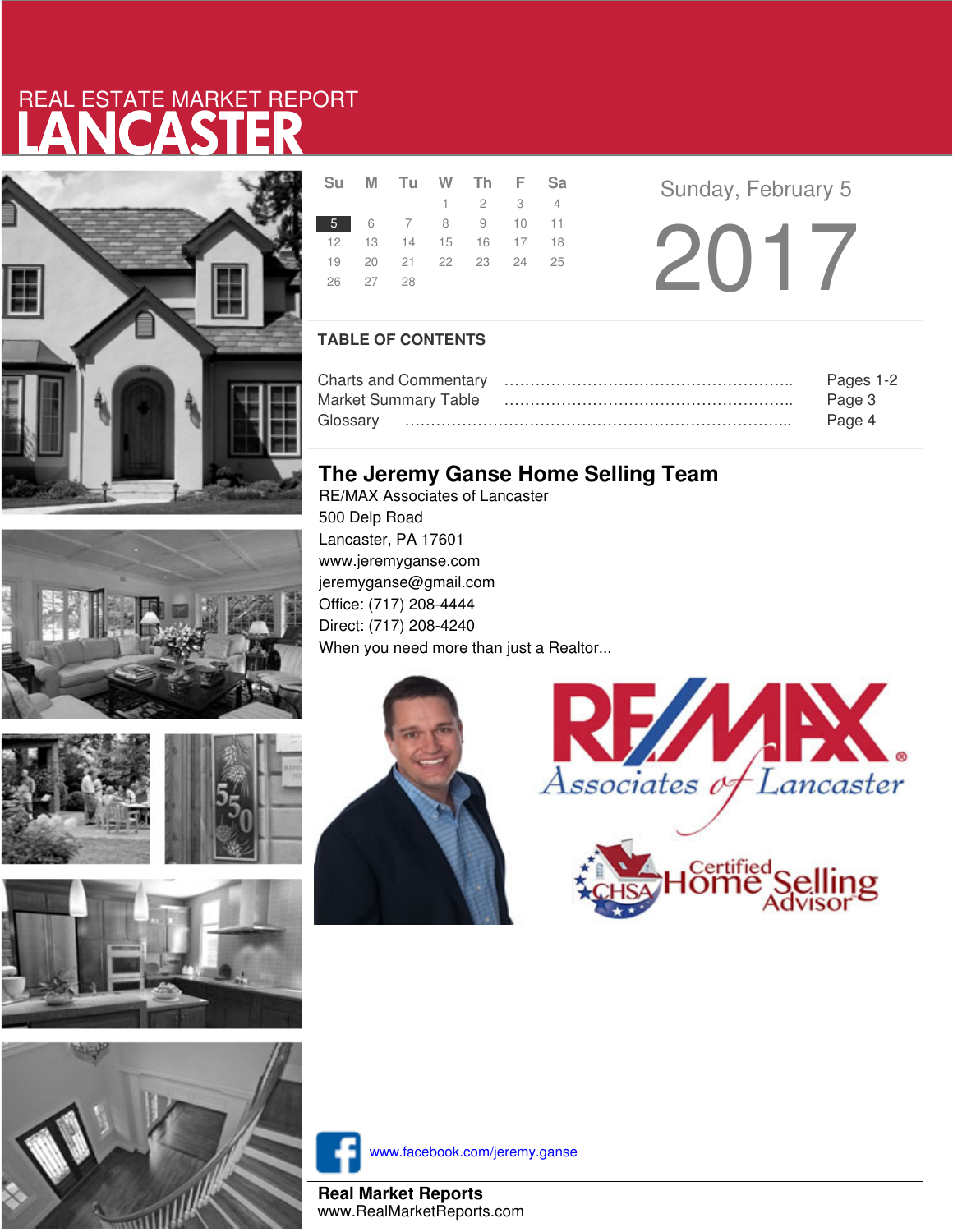REAL ESTATE MARKET REPORT

# LANCASTER

| Su | M | Tu | W | Th | F | Sa |
|---|---|---|---|---|---|---|
| | | | 1 | 2 | 3 | 4 |
| 5 | 6 | 7 | 8 | 9 | 10 | 11 |
| 12 | 13 | 14 | 15 | 16 | 17 | 18 |
| 19 | 20 | 21 | 22 | 23 | 24 | 25 |
| 26 | 27 | 28 | | | | |

Sunday, February 5

2017

## TABLE OF CONTENTS

| | |
|---|---|
| Charts and Commentary | Pages 1-2 |
| Market Summary Table | Page 3 |
| Glossary | Page 4 |

## The Jeremy Ganse Home Selling Team

RE/MAX Associates of Lancaster
500 Delp Road
Lancaster, PA 17601
www.jeremyganse.com
jeremyganse@gmail.com
Office: (717) 208-4444
Direct: (717) 208-4240
When you need more than just a Realtor...

RE/MAX Associates of Lancaster

CHSA Certified Home Selling Advisor

www.facebook.com/jeremy.ganse

**Real Market Reports**
www.RealMarketReports.com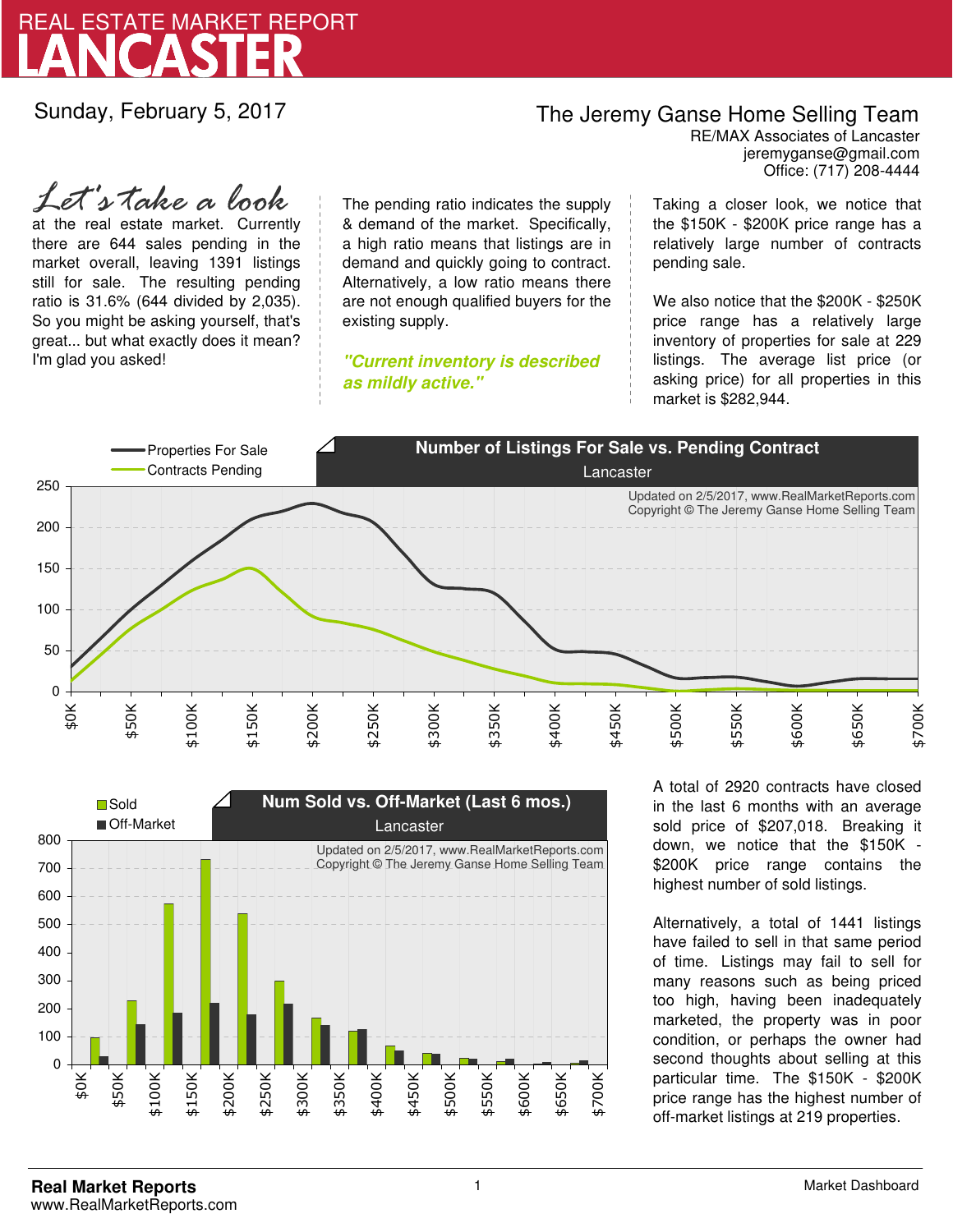# REAL ESTATE MARKET REPORT
# LANCASTER

Sunday, February 5, 2017

**The Jeremy Ganse Home Selling Team**
RE/MAX Associates of Lancaster
jeremyganse@gmail.com
Office: (717) 208-4444

*Let's take a look* at the real estate market. Currently there are 644 sales pending in the market overall, leaving 1391 listings still for sale. The resulting pending ratio is 31.6% (644 divided by 2,035). So you might be asking yourself, that's great... but what exactly does it mean? I'm glad you asked!

The pending ratio indicates the supply & demand of the market. Specifically, a high ratio means that listings are in demand and quickly going to contract. Alternatively, a low ratio means there are not enough qualified buyers for the existing supply.

***"Current inventory is described as mildly active."***

Taking a closer look, we notice that the $150K - $200K price range has a relatively large number of contracts pending sale.

We also notice that the $200K - $250K price range has a relatively large inventory of properties for sale at 229 listings. The average list price (or asking price) for all properties in this market is $282,944.

**Number of Listings For Sale vs. Pending Contract**
Lancaster

Properties For Sale | Contracts Pending

Updated on 2/5/2017, www.RealMarketReports.com
Copyright © The Jeremy Ganse Home Selling Team

**Num Sold vs. Off-Market (Last 6 mos.)**
Lancaster

Sold | Off-Market

Updated on 2/5/2017, www.RealMarketReports.com
Copyright © The Jeremy Ganse Home Selling Team

A total of 2920 contracts have closed in the last 6 months with an average sold price of $207,018. Breaking it down, we notice that the $150K - $200K price range contains the highest number of sold listings.

Alternatively, a total of 1441 listings have failed to sell in that same period of time. Listings may fail to sell for many reasons such as being priced too high, having been inadequately marketed, the property was in poor condition, or perhaps the owner had second thoughts about selling at this particular time. The $150K - $200K price range has the highest number of off-market listings at 219 properties.

**Real Market Reports**
www.RealMarketReports.com

Market Dashboard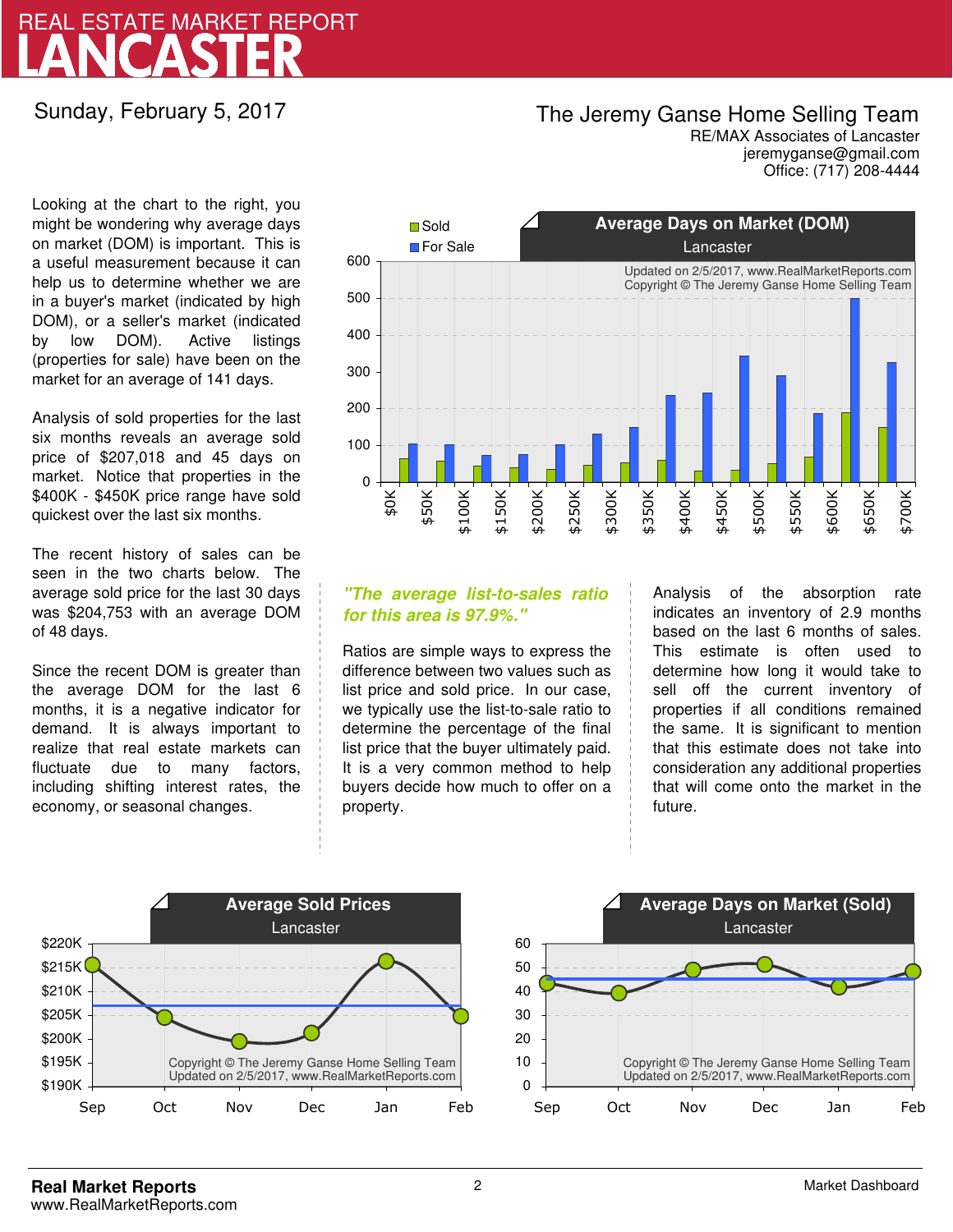# REAL ESTATE MARKET REPORT
# LANCASTER

Sunday, February 5, 2017

**The Jeremy Ganse Home Selling Team**
RE/MAX Associates of Lancaster
jeremyganse@gmail.com
Office: (717) 208-4444

Looking at the chart to the right, you might be wondering why average days on market (DOM) is important. This is a useful measurement because it can help us to determine whether we are in a buyer's market (indicated by high DOM), or a seller's market (indicated by low DOM). Active listings (properties for sale) have been on the market for an average of 141 days.

Analysis of sold properties for the last six months reveals an average sold price of $207,018 and 45 days on market. Notice that properties in the $400K - $450K price range have sold quickest over the last six months.

The recent history of sales can be seen in the two charts below. The average sold price for the last 30 days was $204,753 with an average DOM of 48 days.

Since the recent DOM is greater than the average DOM for the last 6 months, it is a negative indicator for demand. It is always important to realize that real estate markets can fluctuate due to many factors, including shifting interest rates, the economy, or seasonal changes.

*"The average list-to-sales ratio for this area is 97.9%."*

Ratios are simple ways to express the difference between two values such as list price and sold price. In our case, we typically use the list-to-sale ratio to determine the percentage of the final list price that the buyer ultimately paid. It is a very common method to help buyers decide how much to offer on a property.

Analysis of the absorption rate indicates an inventory of 2.9 months based on the last 6 months of sales. This estimate is often used to determine how long it would take to sell off the current inventory of properties if all conditions remained the same. It is significant to mention that this estimate does not take into consideration any additional properties that will come onto the market in the future.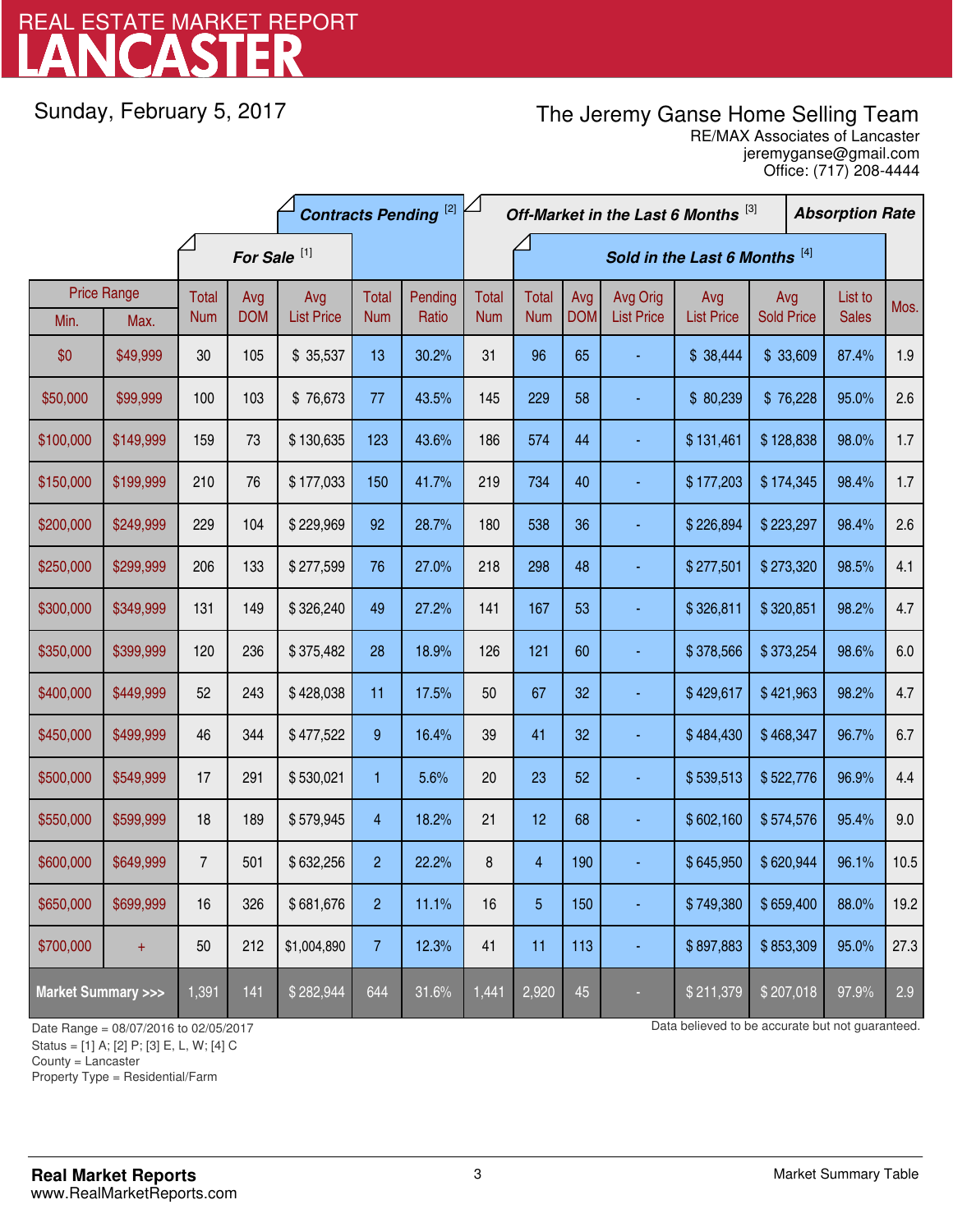# REAL ESTATE MARKET REPORT
# LANCASTER

Sunday, February 5, 2017

The Jeremy Ganse Home Selling Team
RE/MAX Associates of Lancaster
jeremyganse@gmail.com
Office: (717) 208-4444

| Price Range | | For Sale [1] | | | Contracts Pending [2] | | Off-Market in the Last 6 Months [3] | Sold in the Last 6 Months [4] | | | | | | Absorption Rate |
|---|---|---|---|---|---|---|---|---|---|---|---|---|---|---|
| Min. | Max. | Total Num | Avg DOM | Avg List Price | Total Num | Pending Ratio | Total Num | Total Num | Avg DOM | Avg Orig List Price | Avg List Price | Avg Sold Price | List to Sales | Mos. |
| $0 | $49,999 | 30 | 105 | $ 35,537 | 13 | 30.2% | 31 | 96 | 65 | - | $ 38,444 | $ 33,609 | 87.4% | 1.9 |
| $50,000 | $99,999 | 100 | 103 | $ 76,673 | 77 | 43.5% | 145 | 229 | 58 | - | $ 80,239 | $ 76,228 | 95.0% | 2.6 |
| $100,000 | $149,999 | 159 | 73 | $ 130,635 | 123 | 43.6% | 186 | 574 | 44 | - | $ 131,461 | $ 128,838 | 98.0% | 1.7 |
| $150,000 | $199,999 | 210 | 76 | $ 177,033 | 150 | 41.7% | 219 | 734 | 40 | - | $ 177,203 | $ 174,345 | 98.4% | 1.7 |
| $200,000 | $249,999 | 229 | 104 | $ 229,969 | 92 | 28.7% | 180 | 538 | 36 | - | $ 226,894 | $ 223,297 | 98.4% | 2.6 |
| $250,000 | $299,999 | 206 | 133 | $ 277,599 | 76 | 27.0% | 218 | 298 | 48 | - | $ 277,501 | $ 273,320 | 98.5% | 4.1 |
| $300,000 | $349,999 | 131 | 149 | $ 326,240 | 49 | 27.2% | 141 | 167 | 53 | - | $ 326,811 | $ 320,851 | 98.2% | 4.7 |
| $350,000 | $399,999 | 120 | 236 | $ 375,482 | 28 | 18.9% | 126 | 121 | 60 | - | $ 378,566 | $ 373,254 | 98.6% | 6.0 |
| $400,000 | $449,999 | 52 | 243 | $ 428,038 | 11 | 17.5% | 50 | 67 | 32 | - | $ 429,617 | $ 421,963 | 98.2% | 4.7 |
| $450,000 | $499,999 | 46 | 344 | $ 477,522 | 9 | 16.4% | 39 | 41 | 32 | - | $ 484,430 | $ 468,347 | 96.7% | 6.7 |
| $500,000 | $549,999 | 17 | 291 | $ 530,021 | 1 | 5.6% | 20 | 23 | 52 | - | $ 539,513 | $ 522,776 | 96.9% | 4.4 |
| $550,000 | $599,999 | 18 | 189 | $ 579,945 | 4 | 18.2% | 21 | 12 | 68 | - | $ 602,160 | $ 574,576 | 95.4% | 9.0 |
| $600,000 | $649,999 | 7 | 501 | $ 632,256 | 2 | 22.2% | 8 | 4 | 190 | - | $ 645,950 | $ 620,944 | 96.1% | 10.5 |
| $650,000 | $699,999 | 16 | 326 | $ 681,676 | 2 | 11.1% | 16 | 5 | 150 | - | $ 749,380 | $ 659,400 | 88.0% | 19.2 |
| $700,000 | + | 50 | 212 | $1,004,890 | 7 | 12.3% | 41 | 11 | 113 | - | $ 897,883 | $ 853,309 | 95.0% | 27.3 |
| **Market Summary >>>** | | 1,391 | 141 | $ 282,944 | 644 | 31.6% | 1,441 | 2,920 | 45 | - | $ 211,379 | $ 207,018 | 97.9% | 2.9 |

Date Range = 08/07/2016 to 02/05/2017
Status = [1] A; [2] P; [3] E, L, W; [4] C
County = Lancaster
Property Type = Residential/Farm

Data believed to be accurate but not guaranteed.

**Real Market Reports**
www.RealMarketReports.com

Market Summary Table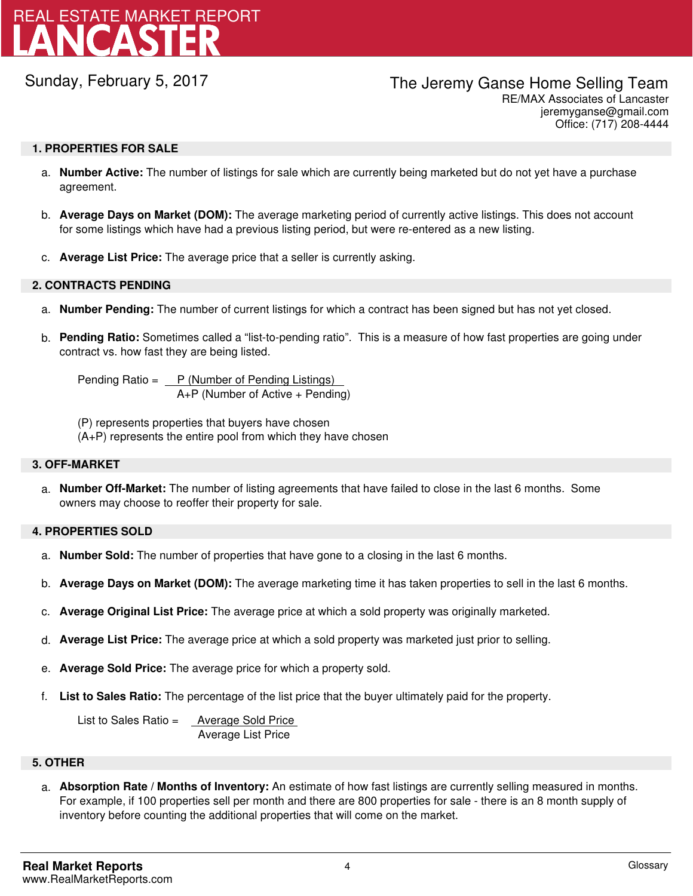# LANCASTER REAL ESTATE MARKET REPORT

Sunday, February 5, 2017

**The Jeremy Ganse Home Selling Team**
RE/MAX Associates of Lancaster
jeremyganse@gmail.com
Office: (717) 208-4444

## 1. PROPERTIES FOR SALE

a. **Number Active:** The number of listings for sale which are currently being marketed but do not yet have a purchase agreement.

b. **Average Days on Market (DOM):** The average marketing period of currently active listings. This does not account for some listings which have had a previous listing period, but were re-entered as a new listing.

c. **Average List Price:** The average price that a seller is currently asking.

## 2. CONTRACTS PENDING

a. **Number Pending:** The number of current listings for which a contract has been signed but has not yet closed.

b. **Pending Ratio:** Sometimes called a "list-to-pending ratio". This is a measure of how fast properties are going under contract vs. how fast they are being listed.

$$\text{Pending Ratio} = \frac{\text{P (Number of Pending Listings)}}{\text{A+P (Number of Active + Pending)}}$$

(P) represents properties that buyers have chosen
(A+P) represents the entire pool from which they have chosen

## 3. OFF-MARKET

a. **Number Off-Market:** The number of listing agreements that have failed to close in the last 6 months. Some owners may choose to reoffer their property for sale.

## 4. PROPERTIES SOLD

a. **Number Sold:** The number of properties that have gone to a closing in the last 6 months.

b. **Average Days on Market (DOM):** The average marketing time it has taken properties to sell in the last 6 months.

c. **Average Original List Price:** The average price at which a sold property was originally marketed.

d. **Average List Price:** The average price at which a sold property was marketed just prior to selling.

e. **Average Sold Price:** The average price for which a property sold.

f. **List to Sales Ratio:** The percentage of the list price that the buyer ultimately paid for the property.

$$\text{List to Sales Ratio} = \frac{\text{Average Sold Price}}{\text{Average List Price}}$$

## 5. OTHER

a. **Absorption Rate / Months of Inventory:** An estimate of how fast listings are currently selling measured in months. For example, if 100 properties sell per month and there are 800 properties for sale - there is an 8 month supply of inventory before counting the additional properties that will come on the market.

**Real Market Reports**
www.RealMarketReports.com

Glossary